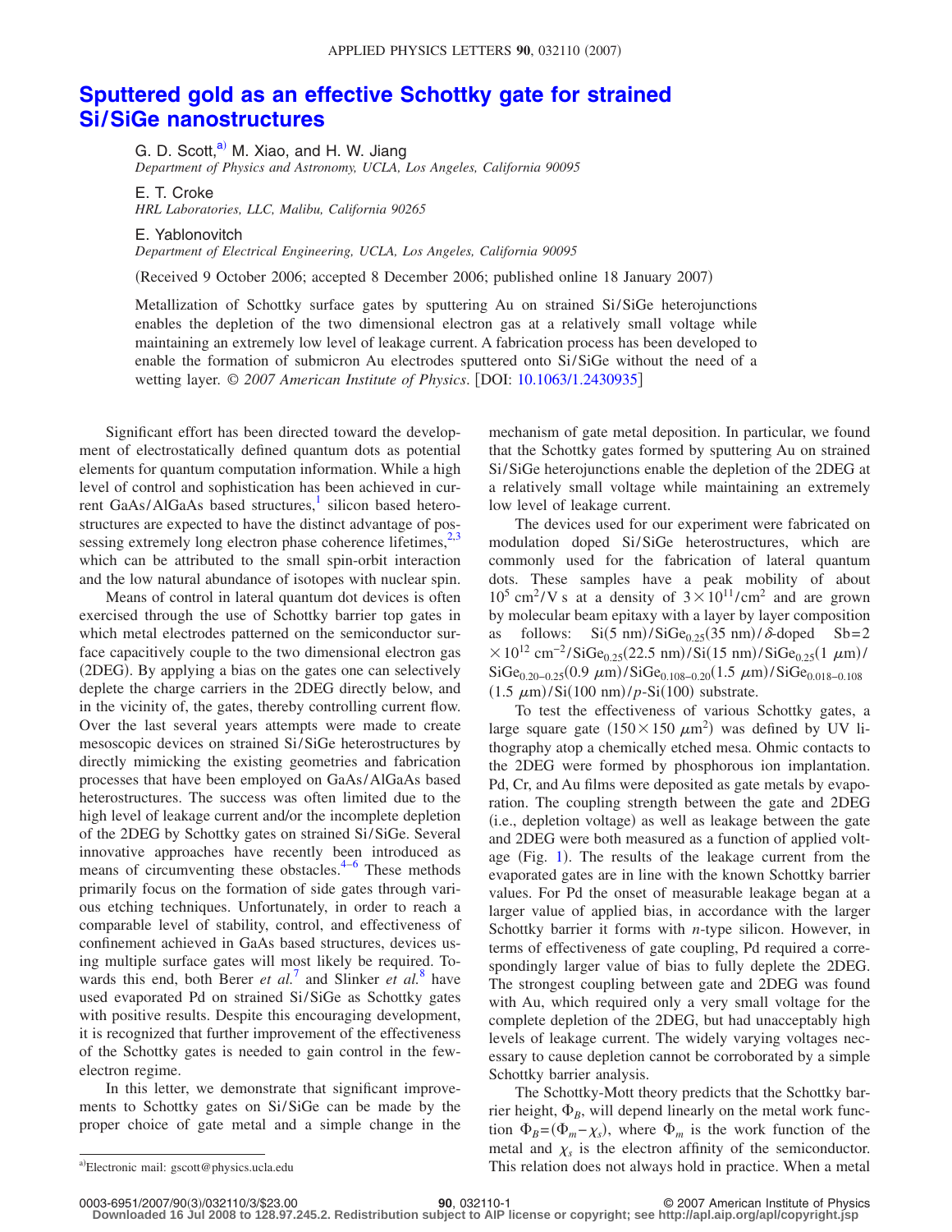# Sputtered gold as an effective Schottky gate for strained Si/SiGe nanostructures

G. D. Scott,[a)] M. Xiao, and H. W. Jiang
*Department of Physics and Astronomy, UCLA, Los Angeles, California 90095*

E. T. Croke
*HRL Laboratories, LLC, Malibu, California 90265*

E. Yablonovitch
*Department of Electrical Engineering, UCLA, Los Angeles, California 90095*

(Received 9 October 2006; accepted 8 December 2006; published online 18 January 2007)

Metallization of Schottky surface gates by sputtering Au on strained Si/SiGe heterojunctions enables the depletion of the two dimensional electron gas at a relatively small voltage while maintaining an extremely low level of leakage current. A fabrication process has been developed to enable the formation of submicron Au electrodes sputtered onto Si/SiGe without the need of a wetting layer. © *2007 American Institute of Physics*. [DOI: 10.1063/1.2430935]

Significant effort has been directed toward the development of electrostatically defined quantum dots as potential elements for quantum computation information. While a high level of control and sophistication has been achieved in current GaAs/AlGaAs based structures,[1] silicon based heterostructures are expected to have the distinct advantage of possessing extremely long electron phase coherence lifetimes,[2,3] which can be attributed to the small spin-orbit interaction and the low natural abundance of isotopes with nuclear spin.

Means of control in lateral quantum dot devices is often exercised through the use of Schottky barrier top gates in which metal electrodes patterned on the semiconductor surface capacitively couple to the two dimensional electron gas (2DEG). By applying a bias on the gates one can selectively deplete the charge carriers in the 2DEG directly below, and in the vicinity of, the gates, thereby controlling current flow. Over the last several years attempts were made to create mesoscopic devices on strained Si/SiGe heterostructures by directly mimicking the existing geometries and fabrication processes that have been employed on GaAs/AlGaAs based heterostructures. The success was often limited due to the high level of leakage current and/or the incomplete depletion of the 2DEG by Schottky gates on strained Si/SiGe. Several innovative approaches have recently been introduced as means of circumventing these obstacles.[4–6] These methods primarily focus on the formation of side gates through various etching techniques. Unfortunately, in order to reach a comparable level of stability, control, and effectiveness of confinement achieved in GaAs based structures, devices using multiple surface gates will most likely be required. Towards this end, both Berer *et al.*[7] and Slinker *et al.*[8] have used evaporated Pd on strained Si/SiGe as Schottky gates with positive results. Despite this encouraging development, it is recognized that further improvement of the effectiveness of the Schottky gates is needed to gain control in the few-electron regime.

In this letter, we demonstrate that significant improvements to Schottky gates on Si/SiGe can be made by the proper choice of gate metal and a simple change in the mechanism of gate metal deposition. In particular, we found that the Schottky gates formed by sputtering Au on strained Si/SiGe heterojunctions enable the depletion of the 2DEG at a relatively small voltage while maintaining an extremely low level of leakage current.

The devices used for our experiment were fabricated on modulation doped Si/SiGe heterostructures, which are commonly used for the fabrication of lateral quantum dots. These samples have a peak mobility of about $10^5$ $\text{cm}^2/\text{V s}$ at a density of $3\times10^{11}/\text{cm}^2$ and are grown by molecular beam epitaxy with a layer by layer composition as follows: Si(5 nm)/$\text{SiGe}_{0.25}$(35 nm)/$\delta$-doped Sb=$2\times10^{12}$ $\text{cm}^{-2}$/$\text{SiGe}_{0.25}$(22.5 nm)/Si(15 nm)/$\text{SiGe}_{0.25}$(1 $\mu$m)/$\text{SiGe}_{0.20-0.25}$(0.9 $\mu$m)/$\text{SiGe}_{0.108-0.20}$(1.5 $\mu$m)/$\text{SiGe}_{0.018-0.108}$(1.5 $\mu$m)/Si(100 nm)/*p*-Si(100) substrate.

To test the effectiveness of various Schottky gates, a large square gate ($150\times150$ $\mu\text{m}^2$) was defined by UV lithography atop a chemically etched mesa. Ohmic contacts to the 2DEG were formed by phosphorous ion implantation. Pd, Cr, and Au films were deposited as gate metals by evaporation. The coupling strength between the gate and 2DEG (i.e., depletion voltage) as well as leakage between the gate and 2DEG were both measured as a function of applied voltage (Fig. 1). The results of the leakage current from the evaporated gates are in line with the known Schottky barrier values. For Pd the onset of measurable leakage began at a larger value of applied bias, in accordance with the larger Schottky barrier it forms with *n*-type silicon. However, in terms of effectiveness of gate coupling, Pd required a correspondingly larger value of bias to fully deplete the 2DEG. The strongest coupling between gate and 2DEG was found with Au, which required only a very small voltage for the complete depletion of the 2DEG, but had unacceptably high levels of leakage current. The widely varying voltages necessary to cause depletion cannot be corroborated by a simple Schottky barrier analysis.

The Schottky-Mott theory predicts that the Schottky barrier height, $\Phi_B$, will depend linearly on the metal work function $\Phi_B=(\Phi_m-\chi_s)$, where $\Phi_m$ is the work function of the metal and $\chi_s$ is the electron affinity of the semiconductor. This relation does not always hold in practice. When a metal

[a)]Electronic mail: gscott@physics.ucla.edu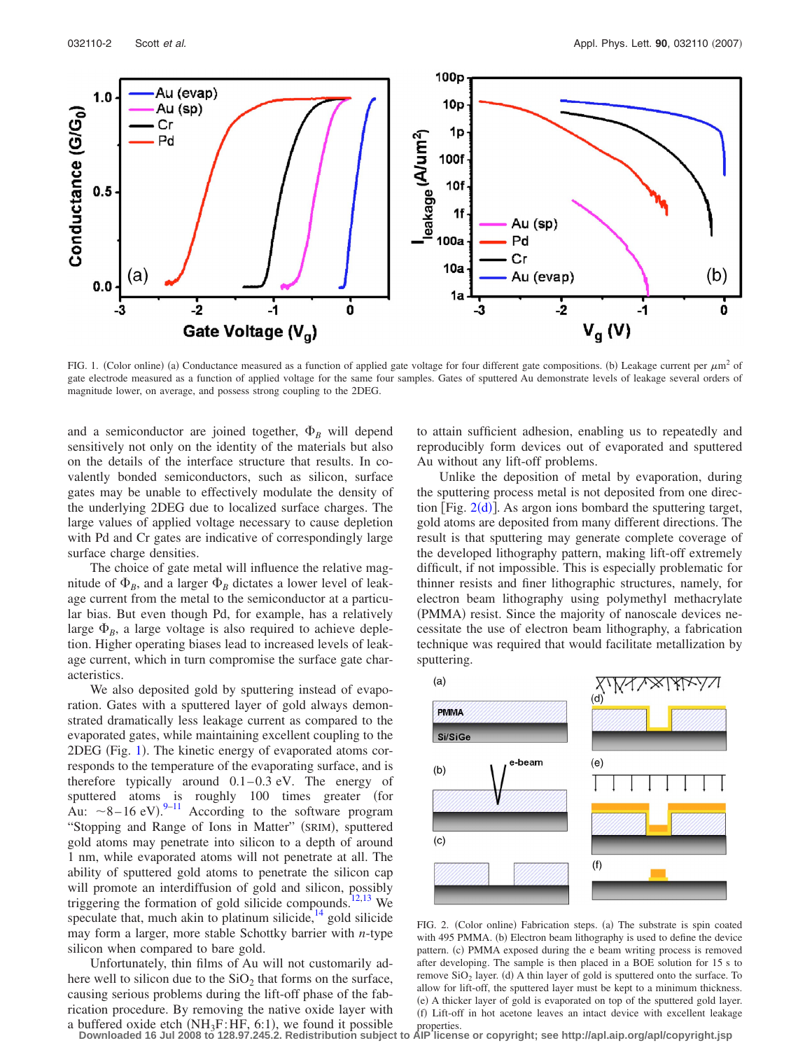FIG. 1. (Color online) (a) Conductance measured as a function of applied gate voltage for four different gate compositions. (b) Leakage current per $\mu m^2$ of gate electrode measured as a function of applied voltage for the same four samples. Gates of sputtered Au demonstrate levels of leakage several orders of magnitude lower, on average, and possess strong coupling to the 2DEG.

and a semiconductor are joined together, $\Phi_B$ will depend sensitively not only on the identity of the materials but also on the details of the interface structure that results. In covalently bonded semiconductors, such as silicon, surface gates may be unable to effectively modulate the density of the underlying 2DEG due to localized surface charges. The large values of applied voltage necessary to cause depletion with Pd and Cr gates are indicative of correspondingly large surface charge densities.

The choice of gate metal will influence the relative magnitude of $\Phi_B$, and a larger $\Phi_B$ dictates a lower level of leakage current from the metal to the semiconductor at a particular bias. But even though Pd, for example, has a relatively large $\Phi_B$, a large voltage is also required to achieve depletion. Higher operating biases lead to increased levels of leakage current, which in turn compromise the surface gate characteristics.

We also deposited gold by sputtering instead of evaporation. Gates with a sputtered layer of gold always demonstrated dramatically less leakage current as compared to the evaporated gates, while maintaining excellent coupling to the 2DEG (Fig. 1). The kinetic energy of evaporated atoms corresponds to the temperature of the evaporating surface, and is therefore typically around 0.1–0.3 eV. The energy of sputtered atoms is roughly 100 times greater (for Au: ~8–16 eV).[9–11] According to the software program "Stopping and Range of Ions in Matter" (SRIM), sputtered gold atoms may penetrate into silicon to a depth of around 1 nm, while evaporated atoms will not penetrate at all. The ability of sputtered gold atoms to penetrate the silicon cap will promote an interdiffusion of gold and silicon, possibly triggering the formation of gold silicide compounds.[12,13] We speculate that, much akin to platinum silicide,[14] gold silicide may form a larger, more stable Schottky barrier with *n*-type silicon when compared to bare gold.

Unfortunately, thin films of Au will not customarily adhere well to silicon due to the $SiO_2$ that forms on the surface, causing serious problems during the lift-off phase of the fabrication procedure. By removing the native oxide layer with a buffered oxide etch ($NH_3F$:HF, 6:1), we found it possible to attain sufficient adhesion, enabling us to repeatedly and reproducibly form devices out of evaporated and sputtered Au without any lift-off problems.

Unlike the deposition of metal by evaporation, during the sputtering process metal is not deposited from one direction [Fig. 2(d)]. As argon ions bombard the sputtering target, gold atoms are deposited from many different directions. The result is that sputtering may generate complete coverage of the developed lithography pattern, making lift-off extremely difficult, if not impossible. This is especially problematic for thinner resists and finer lithographic structures, namely, for electron beam lithography using polymethyl methacrylate (PMMA) resist. Since the majority of nanoscale devices necessitate the use of electron beam lithography, a fabrication technique was required that would facilitate metallization by sputtering.

FIG. 2. (Color online) Fabrication steps. (a) The substrate is spin coated with 495 PMMA. (b) Electron beam lithography is used to define the device pattern. (c) PMMA exposed during the e beam writing process is removed after developing. The sample is then placed in a BOE solution for 15 s to remove $SiO_2$ layer. (d) A thin layer of gold is sputtered onto the surface. To allow for lift-off, the sputtered layer must be kept to a minimum thickness. (e) A thicker layer of gold is evaporated on top of the sputtered gold layer. (f) Lift-off in hot acetone leaves an intact device with excellent leakage properties.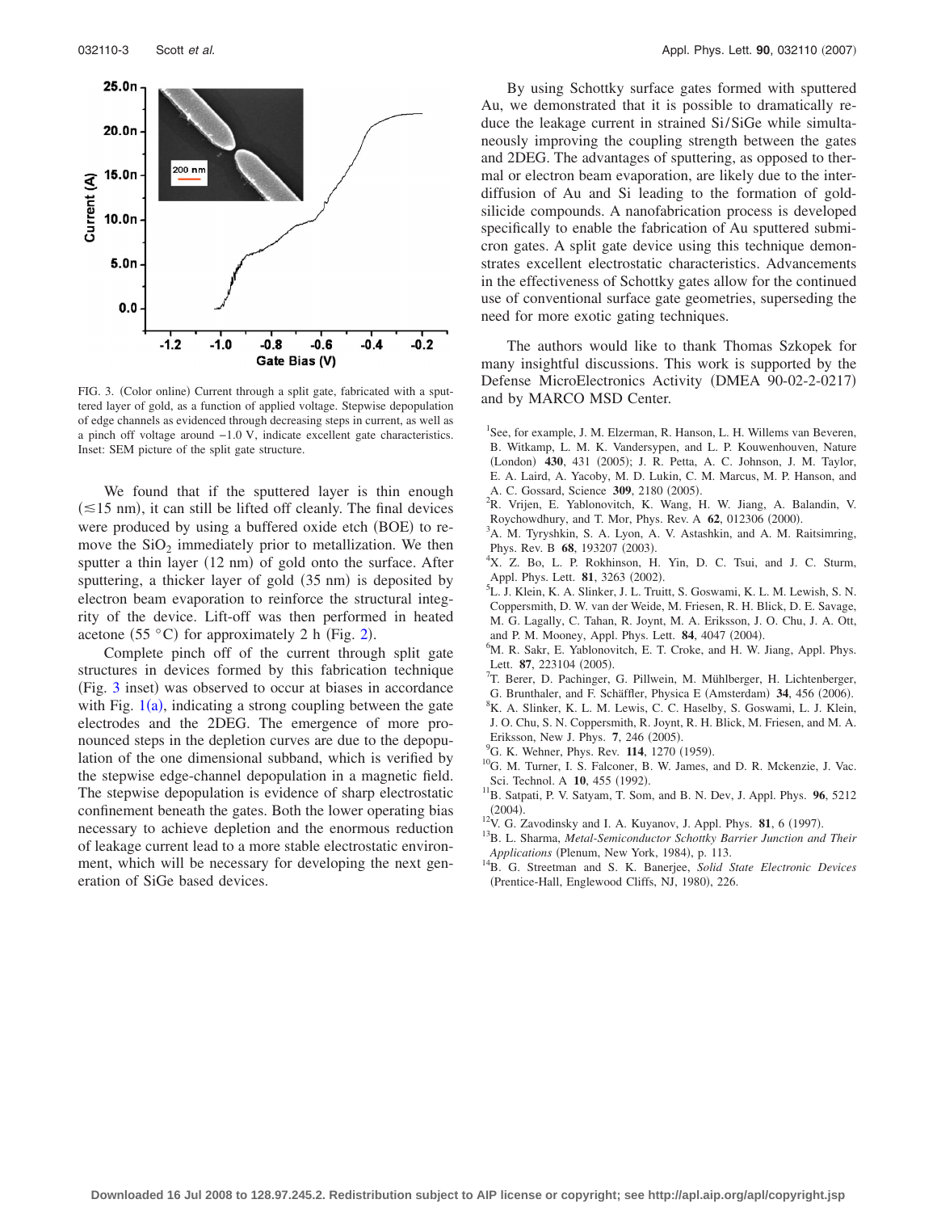25.0n
20.0n
15.0n
10.0n
5.0n
0.0
Current (A)
-1.2 -1.0 -0.8 -0.6 -0.4 -0.2
Gate Bias (V)
200 nm

FIG. 3. (Color online) Current through a split gate, fabricated with a sputtered layer of gold, as a function of applied voltage. Stepwise depopulation of edge channels as evidenced through decreasing steps in current, as well as a pinch off voltage around −1.0 V, indicate excellent gate characteristics. Inset: SEM picture of the split gate structure.

We found that if the sputtered layer is thin enough ($\lesssim 15$ nm), it can still be lifted off cleanly. The final devices were produced by using a buffered oxide etch (BOE) to remove the $SiO_2$ immediately prior to metallization. We then sputter a thin layer (12 nm) of gold onto the surface. After sputtering, a thicker layer of gold (35 nm) is deposited by electron beam evaporation to reinforce the structural integrity of the device. Lift-off was then performed in heated acetone (55 °C) for approximately 2 h (Fig. 2).

Complete pinch off of the current through split gate structures in devices formed by this fabrication technique (Fig. 3 inset) was observed to occur at biases in accordance with Fig. 1(a), indicating a strong coupling between the gate electrodes and the 2DEG. The emergence of more pronounced steps in the depletion curves are due to the depopulation of the one dimensional subband, which is verified by the stepwise edge-channel depopulation in a magnetic field. The stepwise depopulation is evidence of sharp electrostatic confinement beneath the gates. Both the lower operating bias necessary to achieve depletion and the enormous reduction of leakage current lead to a more stable electrostatic environment, which will be necessary for developing the next generation of SiGe based devices.

By using Schottky surface gates formed with sputtered Au, we demonstrated that it is possible to dramatically reduce the leakage current in strained Si/SiGe while simultaneously improving the coupling strength between the gates and 2DEG. The advantages of sputtering, as opposed to thermal or electron beam evaporation, are likely due to the interdiffusion of Au and Si leading to the formation of gold-silicide compounds. A nanofabrication process is developed specifically to enable the fabrication of Au sputtered submicron gates. A split gate device using this technique demonstrates excellent electrostatic characteristics. Advancements in the effectiveness of Schottky gates allow for the continued use of conventional surface gate geometries, superseding the need for more exotic gating techniques.

The authors would like to thank Thomas Szkopek for many insightful discussions. This work is supported by the Defense MicroElectronics Activity (DMEA 90-02-2-0217) and by MARCO MSD Center.

[1] See, for example, J. M. Elzerman, R. Hanson, L. H. Willems van Beveren, B. Witkamp, L. M. K. Vandersypen, and L. P. Kouwenhouven, Nature (London) **430**, 431 (2005); J. R. Petta, A. C. Johnson, J. M. Taylor, E. A. Laird, A. Yacoby, M. D. Lukin, C. M. Marcus, M. P. Hanson, and A. C. Gossard, Science **309**, 2180 (2005).

[2] R. Vrijen, E. Yablonovitch, K. Wang, H. W. Jiang, A. Balandin, V. Roychowdhury, and T. Mor, Phys. Rev. A **62**, 012306 (2000).

[3] A. M. Tyryshkin, S. A. Lyon, A. V. Astashkin, and A. M. Raitsimring, Phys. Rev. B **68**, 193207 (2003).

[4] X. Z. Bo, L. P. Rokhinson, H. Yin, D. C. Tsui, and J. C. Sturm, Appl. Phys. Lett. **81**, 3263 (2002).

[5] L. J. Klein, K. A. Slinker, J. L. Truitt, S. Goswami, K. L. M. Lewish, S. N. Coppersmith, D. W. van der Weide, M. Friesen, R. H. Blick, D. E. Savage, M. G. Lagally, C. Tahan, R. Joynt, M. A. Eriksson, J. O. Chu, J. A. Ott, and P. M. Mooney, Appl. Phys. Lett. **84**, 4047 (2004).

[6] M. R. Sakr, E. Yablonovitch, E. T. Croke, and H. W. Jiang, Appl. Phys. Lett. **87**, 223104 (2005).

[7] T. Berer, D. Pachinger, G. Pillwein, M. Mühlberger, H. Lichtenberger, G. Brunthaler, and F. Schäffler, Physica E (Amsterdam) **34**, 456 (2006).

[8] K. A. Slinker, K. L. M. Lewis, C. C. Haselby, S. Goswami, L. J. Klein, J. O. Chu, S. N. Coppersmith, R. Joynt, R. H. Blick, M. Friesen, and M. A. Eriksson, New J. Phys. **7**, 246 (2005).

[9] G. K. Wehner, Phys. Rev. **114**, 1270 (1959).

[10] G. M. Turner, I. S. Falconer, B. W. James, and D. R. Mckenzie, J. Vac. Sci. Technol. A **10**, 455 (1992).

[11] B. Satpati, P. V. Satyam, T. Som, and B. N. Dev, J. Appl. Phys. **96**, 5212 (2004).

[12] V. G. Zavodinsky and I. A. Kuyanov, J. Appl. Phys. **81**, 6 (1997).

[13] B. L. Sharma, *Metal-Semiconductor Schottky Barrier Junction and Their Applications* (Plenum, New York, 1984), p. 113.

[14] B. G. Streetman and S. K. Banerjee, *Solid State Electronic Devices* (Prentice-Hall, Englewood Cliffs, NJ, 1980), 226.